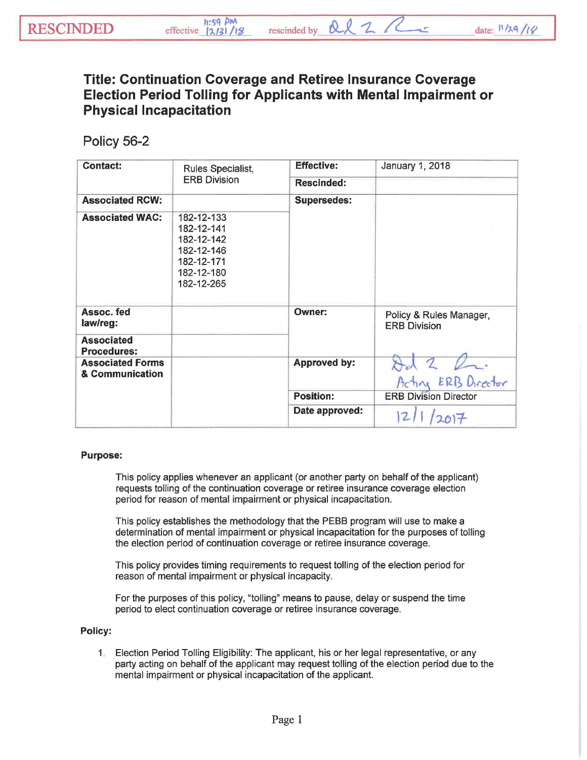RESCINDED effective 11:59 PM 12/31/18 rescinded by [signature] date: 11/29/18

# Title: Continuation Coverage and Retiree Insurance Coverage Election Period Tolling for Applicants with Mental Impairment or Physical Incapacitation

## Policy 56-2

| | | | |
|---|---|---|---|
| **Contact:** | Rules Specialist, ERB Division | **Effective:** | January 1, 2018 |
| | | **Rescinded:** | |
| **Associated RCW:** | | **Supersedes:** | |
| **Associated WAC:** | 182-12-133<br>182-12-141<br>182-12-142<br>182-12-146<br>182-12-171<br>182-12-180<br>182-12-265 | | |
| **Assoc. fed law/reg:** | | **Owner:** | Policy & Rules Manager, ERB Division |
| **Associated Procedures:** | | | |
| **Associated Forms & Communication** | | **Approved by:** | [signature] Acting ERB Director |
| | | **Position:** | ERB Division Director |
| | | **Date approved:** | 12/1/2017 |

**Purpose:**

This policy applies whenever an applicant (or another party on behalf of the applicant) requests tolling of the continuation coverage or retiree insurance coverage election period for reason of mental impairment or physical incapacitation.

This policy establishes the methodology that the PEBB program will use to make a determination of mental impairment or physical incapacitation for the purposes of tolling the election period of continuation coverage or retiree insurance coverage.

This policy provides timing requirements to request tolling of the election period for reason of mental impairment or physical incapacity.

For the purposes of this policy, "tolling" means to pause, delay or suspend the time period to elect continuation coverage or retiree insurance coverage.

**Policy:**

1. Election Period Tolling Eligibility: The applicant, his or her legal representative, or any party acting on behalf of the applicant may request tolling of the election period due to the mental impairment or physical incapacitation of the applicant.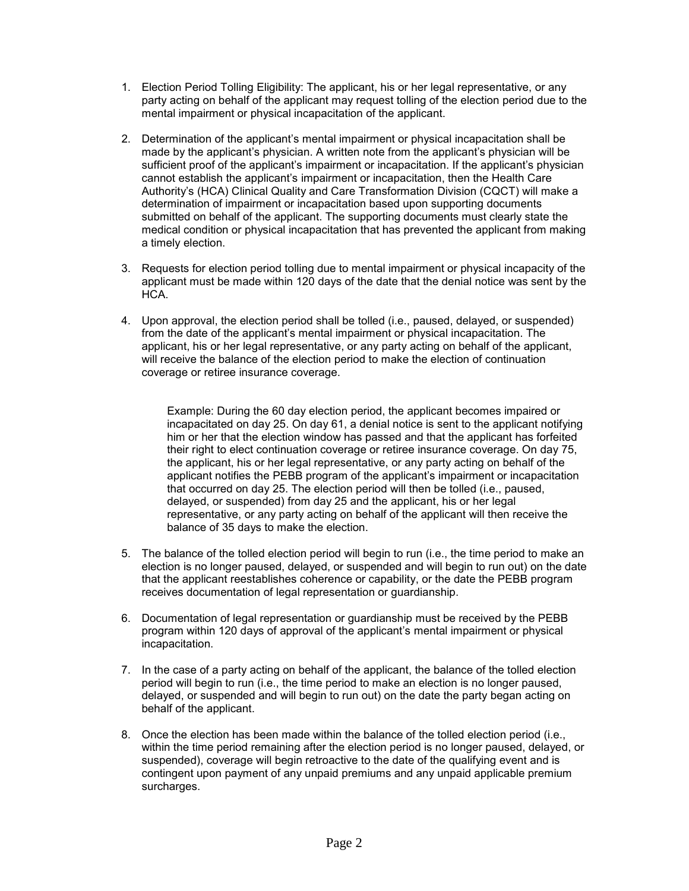1. Election Period Tolling Eligibility: The applicant, his or her legal representative, or any party acting on behalf of the applicant may request tolling of the election period due to the mental impairment or physical incapacitation of the applicant.

2. Determination of the applicant's mental impairment or physical incapacitation shall be made by the applicant's physician. A written note from the applicant's physician will be sufficient proof of the applicant's impairment or incapacitation. If the applicant's physician cannot establish the applicant's impairment or incapacitation, then the Health Care Authority's (HCA) Clinical Quality and Care Transformation Division (CQCT) will make a determination of impairment or incapacitation based upon supporting documents submitted on behalf of the applicant. The supporting documents must clearly state the medical condition or physical incapacitation that has prevented the applicant from making a timely election.

3. Requests for election period tolling due to mental impairment or physical incapacity of the applicant must be made within 120 days of the date that the denial notice was sent by the HCA.

4. Upon approval, the election period shall be tolled (i.e., paused, delayed, or suspended) from the date of the applicant's mental impairment or physical incapacitation. The applicant, his or her legal representative, or any party acting on behalf of the applicant, will receive the balance of the election period to make the election of continuation coverage or retiree insurance coverage.

   Example: During the 60 day election period, the applicant becomes impaired or incapacitated on day 25. On day 61, a denial notice is sent to the applicant notifying him or her that the election window has passed and that the applicant has forfeited their right to elect continuation coverage or retiree insurance coverage. On day 75, the applicant, his or her legal representative, or any party acting on behalf of the applicant notifies the PEBB program of the applicant's impairment or incapacitation that occurred on day 25. The election period will then be tolled (i.e., paused, delayed, or suspended) from day 25 and the applicant, his or her legal representative, or any party acting on behalf of the applicant will then receive the balance of 35 days to make the election.

5. The balance of the tolled election period will begin to run (i.e., the time period to make an election is no longer paused, delayed, or suspended and will begin to run out) on the date that the applicant reestablishes coherence or capability, or the date the PEBB program receives documentation of legal representation or guardianship.

6. Documentation of legal representation or guardianship must be received by the PEBB program within 120 days of approval of the applicant's mental impairment or physical incapacitation.

7. In the case of a party acting on behalf of the applicant, the balance of the tolled election period will begin to run (i.e., the time period to make an election is no longer paused, delayed, or suspended and will begin to run out) on the date the party began acting on behalf of the applicant.

8. Once the election has been made within the balance of the tolled election period (i.e., within the time period remaining after the election period is no longer paused, delayed, or suspended), coverage will begin retroactive to the date of the qualifying event and is contingent upon payment of any unpaid premiums and any unpaid applicable premium surcharges.